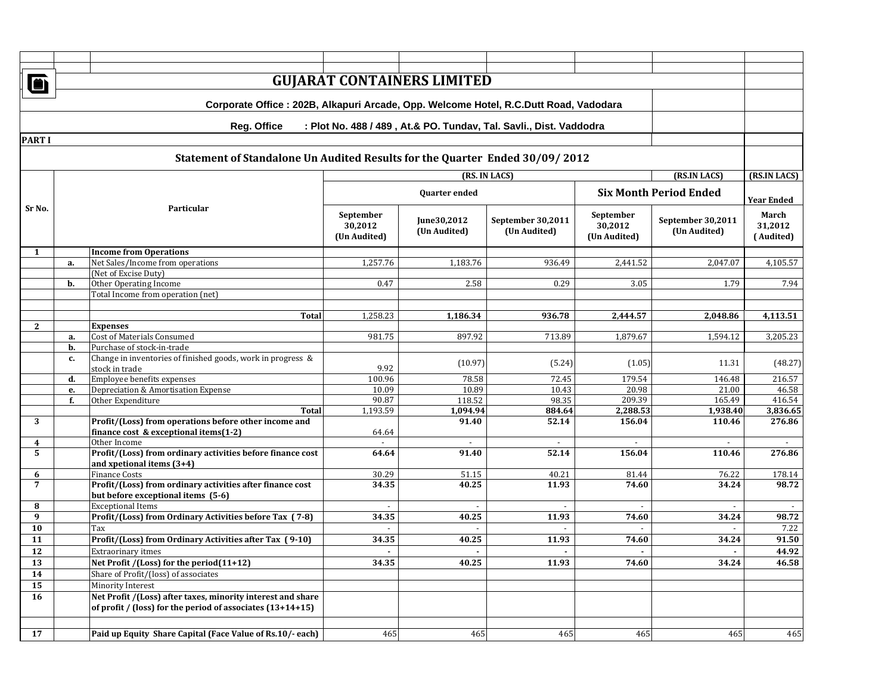# GUJARAT CONTAINERS LIMITED

**Corporate Office : 202B, Alkapuri Arcade, Opp. Welcome Hotel, R.C.Dutt Road, Vadodara**

**Reg. Office : Plot No. 488 / 489 , At.& PO. Tundav, Tal. Savli., Dist. Vaddodra**

**PART I**

## Statement of Standalone Un Audited Results for the Quarter Ended 30/09/ 2012

| Sr No. | | Particular | (RS. IN LACS) | | | | (RS.IN LACS) | (RS.IN LACS) |
|---|---|---|---|---|---|---|---|---|
| | | | Quarter ended | | | Six Month Period Ended | | Year Ended |
| | | | September 30,2012 (Un Audited) | June30,2012 (Un Audited) | September 30,2011 (Un Audited) | September 30,2012 (Un Audited) | September 30,2011 (Un Audited) | March 31,2012 ( Audited) |
| **1** | | **Income from Operations** | | | | | | |
| | **a.** | Net Sales/Income from operations | 1,257.76 | 1,183.76 | 936.49 | 2,441.52 | 2,047.07 | 4,105.57 |
| | | (Net of Excise Duty) | | | | | | |
| | **b.** | Other Operating Income | 0.47 | 2.58 | 0.29 | 3.05 | 1.79 | 7.94 |
| | | Total Income from operation (net) | | | | | | |
| | | **Total** | 1,258.23 | **1,186.34** | **936.78** | **2,444.57** | **2,048.86** | **4,113.51** |
| **2** | | **Expenses** | | | | | | |
| | **a.** | Cost of Materials Consumed | 981.75 | 897.92 | 713.89 | 1,879.67 | 1,594.12 | 3,205.23 |
| | **b.** | Purchase of stock-in-trade | | | | | | |
| | **c.** | Change in inventories of finished goods, work in progress & stock in trade | 9.92 | (10.97) | (5.24) | (1.05) | 11.31 | (48.27) |
| | **d.** | Employee benefits expenses | 100.96 | 78.58 | 72.45 | 179.54 | 146.48 | 216.57 |
| | **e.** | Depreciation & Amortisation Expense | 10.09 | 10.89 | 10.43 | 20.98 | 21.00 | 46.58 |
| | **f.** | Other Expenditure | 90.87 | 118.52 | 98.35 | 209.39 | 165.49 | 416.54 |
| | | **Total** | 1,193.59 | **1,094.94** | **884.64** | **2,288.53** | **1,938.40** | **3,836.65** |
| **3** | | **Profit/(Loss) from operations before other income and finance cost & exceptional items(1-2)** | 64.64 | **91.40** | **52.14** | **156.04** | **110.46** | **276.86** |
| **4** | | Other Income | - | - | - | - | - | - |
| **5** | | **Profit/(Loss) from ordinary activities before finance cost and xpetional items (3+4)** | **64.64** | **91.40** | **52.14** | **156.04** | **110.46** | **276.86** |
| **6** | | Finance Costs | 30.29 | 51.15 | 40.21 | 81.44 | 76.22 | 178.14 |
| **7** | | **Profit/(Loss) from ordinary activities after finance cost but before exceptional items (5-6)** | **34.35** | **40.25** | **11.93** | **74.60** | **34.24** | **98.72** |
| **8** | | Exceptional Items | - | - | - | - | - | - |
| **9** | | **Profit/(Loss) from Ordinary Activities before Tax ( 7-8)** | **34.35** | **40.25** | **11.93** | **74.60** | **34.24** | **98.72** |
| **10** | | Tax | - | - | - | - | - | 7.22 |
| **11** | | **Profit/(Loss) from Ordinary Activities after Tax ( 9-10)** | **34.35** | **40.25** | **11.93** | **74.60** | **34.24** | **91.50** |
| **12** | | Extraorinary itmes | **-** | **-** | **-** | **-** | **-** | **44.92** |
| **13** | | **Net Profit /(Loss) for the period(11+12)** | **34.35** | **40.25** | **11.93** | **74.60** | **34.24** | **46.58** |
| **14** | | Share of Profit/(loss) of associates | | | | | | |
| **15** | | Minority Interest | | | | | | |
| **16** | | **Net Profit /(Loss) after taxes, minority interest and share of profit / (loss) for the period of associates (13+14+15)** | | | | | | |
| **17** | | **Paid up Equity Share Capital (Face Value of Rs.10/- each)** | 465 | 465 | 465 | 465 | 465 | 465 |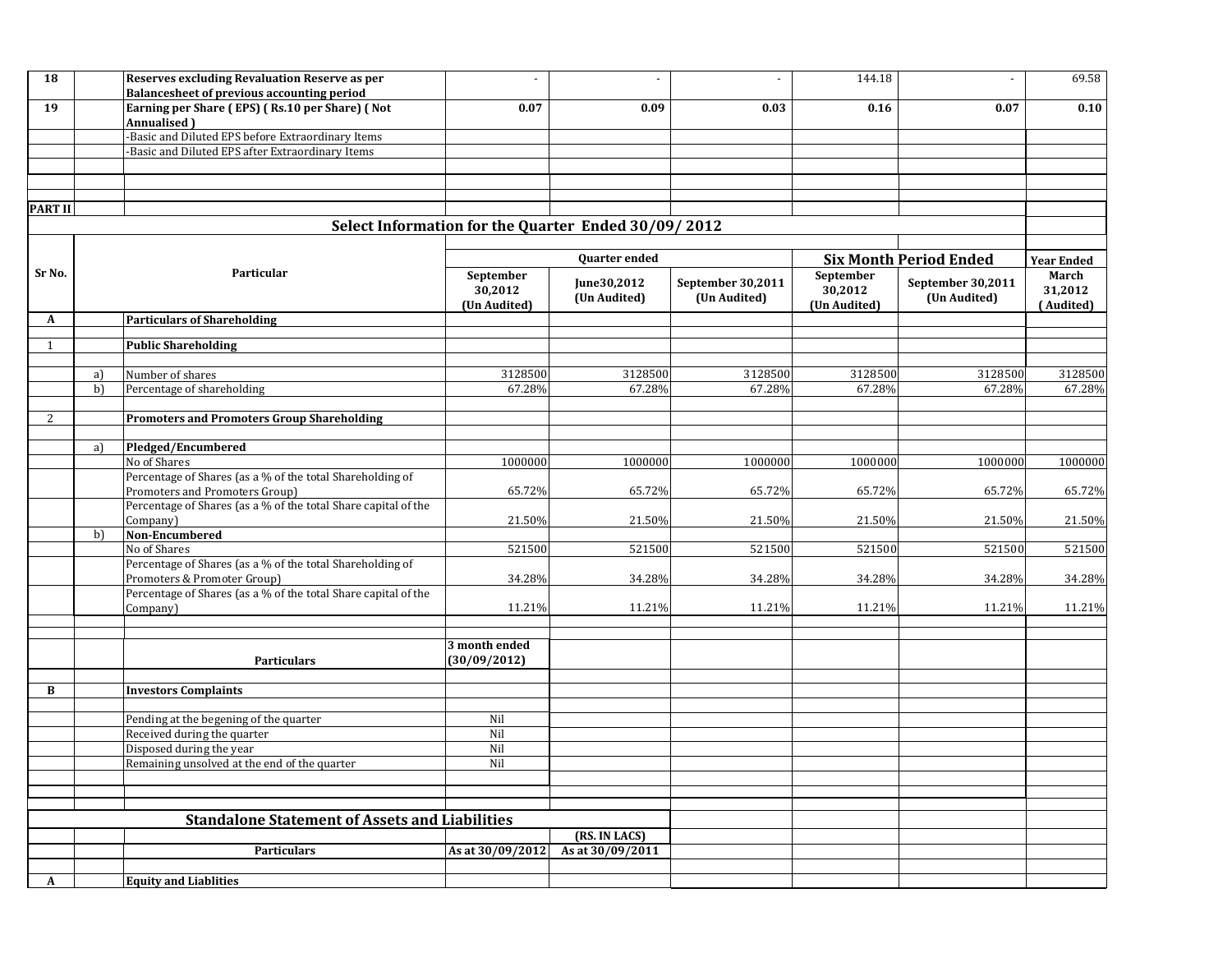| 18 | | Reserves excluding Revaluation Reserve as per Balancesheet of previous accounting period | - | - | - | 144.18 | - | 69.58 |
|---|---|---|---|---|---|---|---|---|
| 19 | | Earning per Share ( EPS) ( Rs.10 per Share) ( Not Annualised ) | 0.07 | 0.09 | 0.03 | 0.16 | 0.07 | 0.10 |
| | | -Basic and Diluted EPS before Extraordinary Items | | | | | | |
| | | -Basic and Diluted EPS after Extraordinary Items | | | | | | |

**PART II**

## Select Information for the Quarter Ended 30/09/ 2012

| Sr No. | | Particular | Quarter ended | | | Six Month Period Ended | | Year Ended |
|---|---|---|---|---|---|---|---|---|
| | | | September 30,2012 (Un Audited) | June30,2012 (Un Audited) | September 30,2011 (Un Audited) | September 30,2012 (Un Audited) | September 30,2011 (Un Audited) | March 31,2012 ( Audited) |
| A | | **Particulars of Shareholding** | | | | | | |
| 1 | | **Public Shareholding** | | | | | | |
| | a) | Number of shares | 3128500 | 3128500 | 3128500 | 3128500 | 3128500 | 3128500 |
| | b) | Percentage of shareholding | 67.28% | 67.28% | 67.28% | 67.28% | 67.28% | 67.28% |
| 2 | | **Promoters and Promoters Group Shareholding** | | | | | | |
| | a) | **Pledged/Encumbered** | | | | | | |
| | | No of Shares | 1000000 | 1000000 | 1000000 | 1000000 | 1000000 | 1000000 |
| | | Percentage of Shares (as a % of the total Shareholding of Promoters and Promoters Group) | 65.72% | 65.72% | 65.72% | 65.72% | 65.72% | 65.72% |
| | | Percentage of Shares (as a % of the total Share capital of the Company) | 21.50% | 21.50% | 21.50% | 21.50% | 21.50% | 21.50% |
| | b) | **Non-Encumbered** | | | | | | |
| | | No of Shares | 521500 | 521500 | 521500 | 521500 | 521500 | 521500 |
| | | Percentage of Shares (as a % of the total Shareholding of Promoters & Promoter Group) | 34.28% | 34.28% | 34.28% | 34.28% | 34.28% | 34.28% |
| | | Percentage of Shares (as a % of the total Share capital of the Company) | 11.21% | 11.21% | 11.21% | 11.21% | 11.21% | 11.21% |

| | | Particulars | 3 month ended (30/09/2012) |
|---|---|---|---|
| B | | **Investors Complaints** | |
| | | Pending at the begening of the quarter | Nil |
| | | Received during the quarter | Nil |
| | | Disposed during the year | Nil |
| | | Remaining unsolved at the end of the quarter | Nil |

## Standalone Statement of Assets and Liabilities

| | | Particulars | As at 30/09/2012 | (RS. IN LACS) As at 30/09/2011 |
|---|---|---|---|---|
| A | | **Equity and Liablities** | | |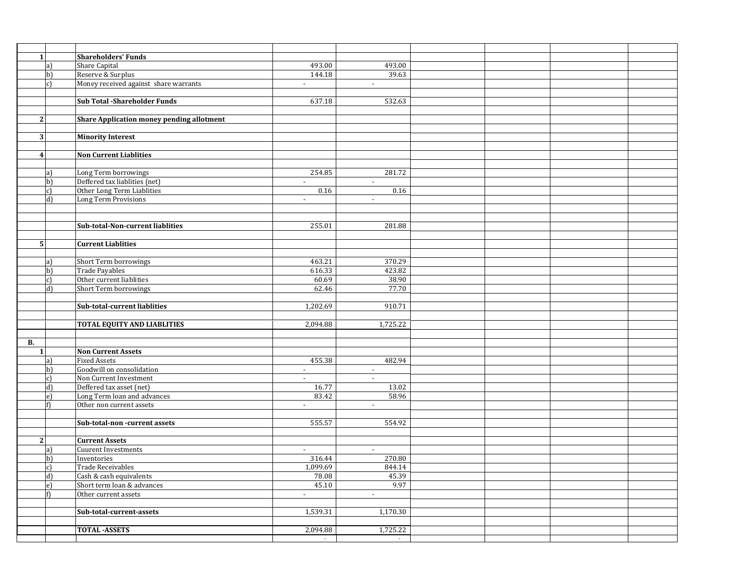| | | | | | | | | |
|---|---|---|---|---|---|---|---|---|
| **1** | | **Shareholders' Funds** | | | | | | |
| | a) | Share Capital | 493.00 | 493.00 | | | | |
| | b) | Reserve & Surplus | 144.18 | 39.63 | | | | |
| | c) | Money received against share warrants | - | - | | | | |
| | | | | | | | | |
| | | **Sub Total -Shareholder Funds** | 637.18 | 532.63 | | | | |
| | | | | | | | | |
| **2** | | **Share Application money pending allotment** | | | | | | |
| | | | | | | | | |
| **3** | | **Minority Interest** | | | | | | |
| | | | | | | | | |
| **4** | | **Non Current Liablities** | | | | | | |
| | | | | | | | | |
| | a) | Long Term borrowings | 254.85 | 281.72 | | | | |
| | b) | Deffered tax liablities (net) | - | - | | | | |
| | c) | Other Long Term Liablities | 0.16 | 0.16 | | | | |
| | d) | Long Term Provisions | - | - | | | | |
| | | | | | | | | |
| | | | | | | | | |
| | | **Sub-total-Non-current liablities** | 255.01 | 281.88 | | | | |
| | | | | | | | | |
| **5** | | **Current Liablities** | | | | | | |
| | | | | | | | | |
| | a) | Short Term borrowings | 463.21 | 370.29 | | | | |
| | b) | Trade Payables | 616.33 | 423.82 | | | | |
| | c) | Other current liablities | 60.69 | 38.90 | | | | |
| | d) | Short Term borrowings | 62.46 | 77.70 | | | | |
| | | | | | | | | |
| | | **Sub-total-current liablities** | 1,202.69 | 910.71 | | | | |
| | | | | | | | | |
| | | **TOTAL EQUITY AND LIABLITIES** | 2,094.88 | 1,725.22 | | | | |
| | | | | | | | | |
| **B.** | | | | | | | | |
| **1** | | **Non Current Assets** | | | | | | |
| | a) | Fixed Assets | 455.38 | 482.94 | | | | |
| | b) | Goodwill on consolidation | - | - | | | | |
| | c) | Non Current Investment | - | - | | | | |
| | d) | Deffered tax asset (net) | 16.77 | 13.02 | | | | |
| | e) | Long Term loan and advances | 83.42 | 58.96 | | | | |
| | f) | Other non current assets | - | - | | | | |
| | | | | | | | | |
| | | **Sub-total-non -current assets** | 555.57 | 554.92 | | | | |
| | | | | | | | | |
| **2** | | **Current Assets** | | | | | | |
| | a) | Cuurent Investments | - | - | | | | |
| | b) | Inventories | 316.44 | 270.80 | | | | |
| | c) | Trade Receivables | 1,099.69 | 844.14 | | | | |
| | d) | Cash & cash equivalents | 78.08 | 45.39 | | | | |
| | e) | Short term loan & advances | 45.10 | 9.97 | | | | |
| | f) | Other current assets | - | - | | | | |
| | | | | | | | | |
| | | **Sub-total-current-assets** | 1,539.31 | 1,170.30 | | | | |
| | | | | | | | | |
| | | **TOTAL -ASSETS** | 2,094.88 | 1,725.22 | | | | |
| | | | - | - | | | | |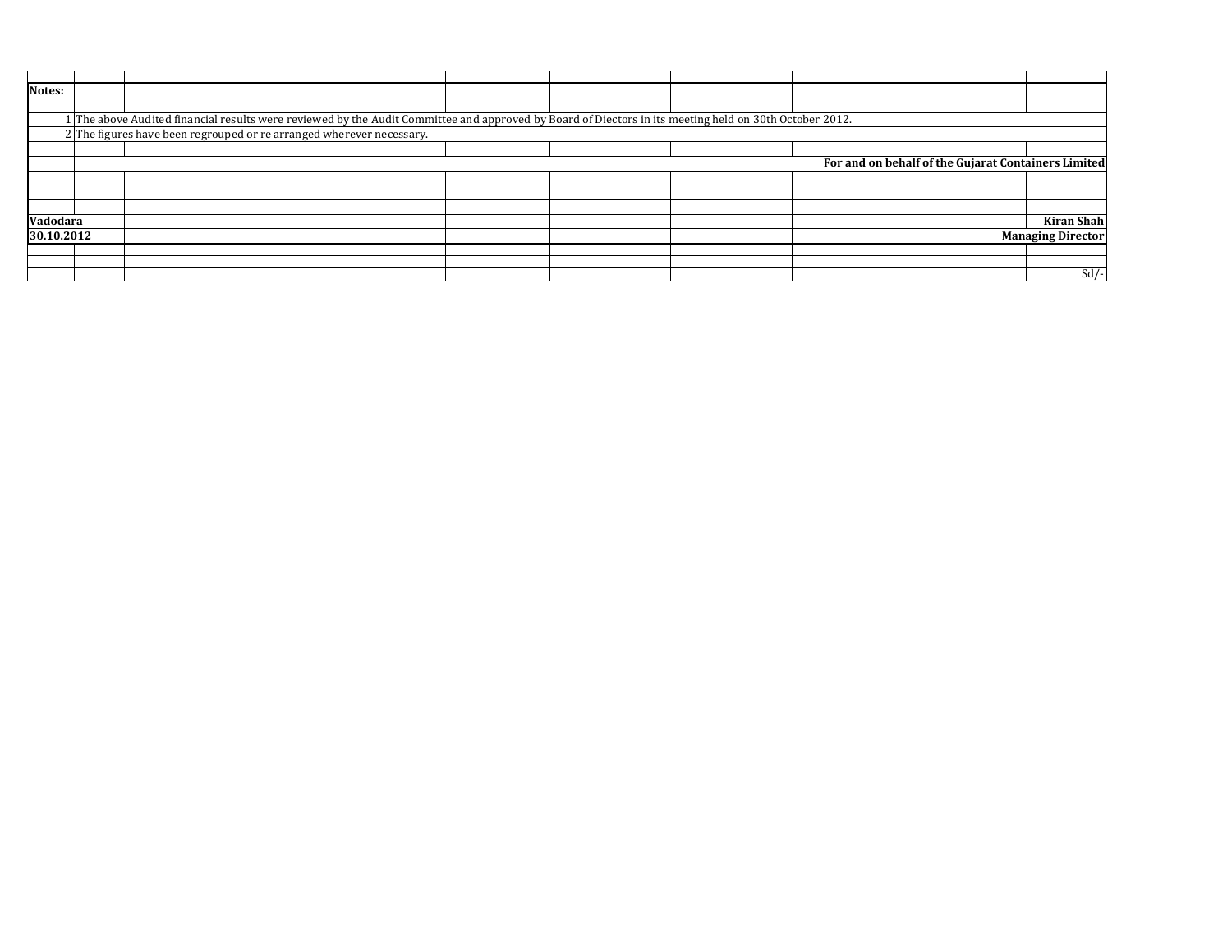**Notes:**

1 The above Audited financial results were reviewed by the Audit Committee and approved by Board of Diectors in its meeting held on 30th October 2012.

2 The figures have been regrouped or re arranged wherever necessary.

**For and on behalf of the Gujarat Containers Limited**

**Vadodara** | **Kiran Shah**

**30.10.2012** | **Managing Director**

Sd/-